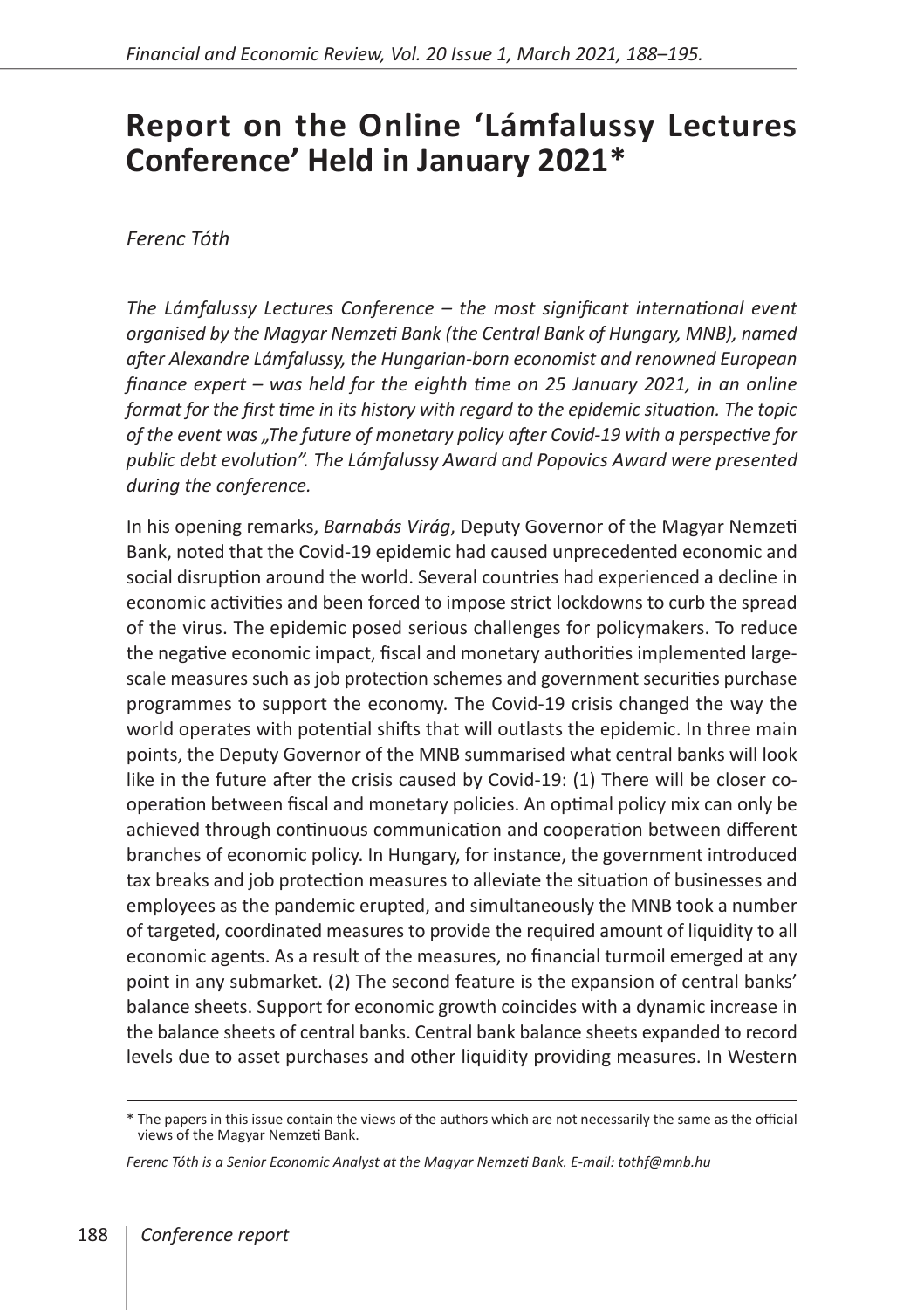# Report on the Online 'Lámfalussy Lectures Conference' Held in January 2021*

*Ferenc Tóth*

*The Lámfalussy Lectures Conference – the most significant international event organised by the Magyar Nemzeti Bank (the Central Bank of Hungary, MNB), named after Alexandre Lámfalussy, the Hungarian-born economist and renowned European finance expert – was held for the eighth time on 25 January 2021, in an online format for the first time in its history with regard to the epidemic situation. The topic of the event was „The future of monetary policy after Covid-19 with a perspective for public debt evolution". The Lámfalussy Award and Popovics Award were presented during the conference.*

In his opening remarks, *Barnabás Virág*, Deputy Governor of the Magyar Nemzeti Bank, noted that the Covid-19 epidemic had caused unprecedented economic and social disruption around the world. Several countries had experienced a decline in economic activities and been forced to impose strict lockdowns to curb the spread of the virus. The epidemic posed serious challenges for policymakers. To reduce the negative economic impact, fiscal and monetary authorities implemented large-scale measures such as job protection schemes and government securities purchase programmes to support the economy. The Covid-19 crisis changed the way the world operates with potential shifts that will outlast the epidemic. In three main points, the Deputy Governor of the MNB summarised what central banks will look like in the future after the crisis caused by Covid-19: (1) There will be closer co-operation between fiscal and monetary policies. An optimal policy mix can only be achieved through continuous communication and cooperation between different branches of economic policy. In Hungary, for instance, the government introduced tax breaks and job protection measures to alleviate the situation of businesses and employees as the pandemic erupted, and simultaneously the MNB took a number of targeted, coordinated measures to provide the required amount of liquidity to all economic agents. As a result of the measures, no financial turmoil emerged at any point in any submarket. (2) The second feature is the expansion of central banks' balance sheets. Support for economic growth coincides with a dynamic increase in the balance sheets of central banks. Central bank balance sheets expanded to record levels due to asset purchases and other liquidity providing measures. In Western

\* The papers in this issue contain the views of the authors which are not necessarily the same as the official views of the Magyar Nemzeti Bank.

*Ferenc Tóth is a Senior Economic Analyst at the Magyar Nemzeti Bank. E-mail: tothf@mnb.hu*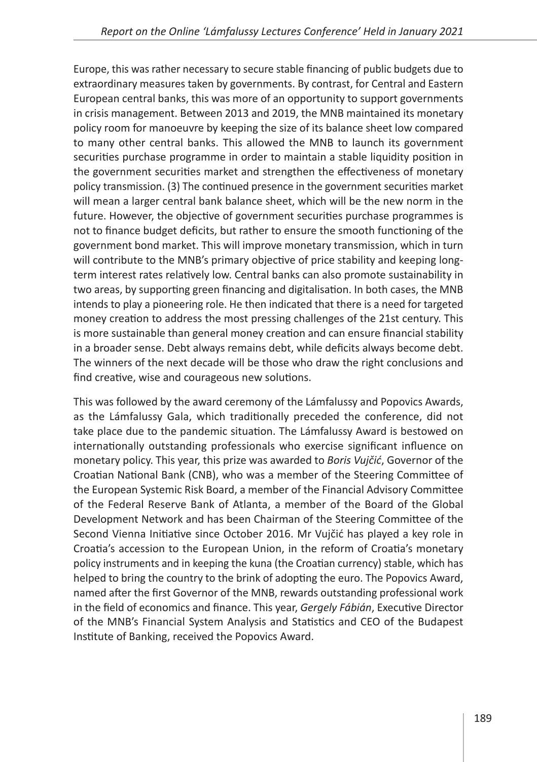Europe, this was rather necessary to secure stable financing of public budgets due to extraordinary measures taken by governments. By contrast, for Central and Eastern European central banks, this was more of an opportunity to support governments in crisis management. Between 2013 and 2019, the MNB maintained its monetary policy room for manoeuvre by keeping the size of its balance sheet low compared to many other central banks. This allowed the MNB to launch its government securities purchase programme in order to maintain a stable liquidity position in the government securities market and strengthen the effectiveness of monetary policy transmission. (3) The continued presence in the government securities market will mean a larger central bank balance sheet, which will be the new norm in the future. However, the objective of government securities purchase programmes is not to finance budget deficits, but rather to ensure the smooth functioning of the government bond market. This will improve monetary transmission, which in turn will contribute to the MNB's primary objective of price stability and keeping long-term interest rates relatively low. Central banks can also promote sustainability in two areas, by supporting green financing and digitalisation. In both cases, the MNB intends to play a pioneering role. He then indicated that there is a need for targeted money creation to address the most pressing challenges of the 21st century. This is more sustainable than general money creation and can ensure financial stability in a broader sense. Debt always remains debt, while deficits always become debt. The winners of the next decade will be those who draw the right conclusions and find creative, wise and courageous new solutions.

This was followed by the award ceremony of the Lámfalussy and Popovics Awards, as the Lámfalussy Gala, which traditionally preceded the conference, did not take place due to the pandemic situation. The Lámfalussy Award is bestowed on internationally outstanding professionals who exercise significant influence on monetary policy. This year, this prize was awarded to *Boris Vujčić*, Governor of the Croatian National Bank (CNB), who was a member of the Steering Committee of the European Systemic Risk Board, a member of the Financial Advisory Committee of the Federal Reserve Bank of Atlanta, a member of the Board of the Global Development Network and has been Chairman of the Steering Committee of the Second Vienna Initiative since October 2016. Mr Vujčić has played a key role in Croatia's accession to the European Union, in the reform of Croatia's monetary policy instruments and in keeping the kuna (the Croatian currency) stable, which has helped to bring the country to the brink of adopting the euro. The Popovics Award, named after the first Governor of the MNB, rewards outstanding professional work in the field of economics and finance. This year, *Gergely Fábián*, Executive Director of the MNB's Financial System Analysis and Statistics and CEO of the Budapest Institute of Banking, received the Popovics Award.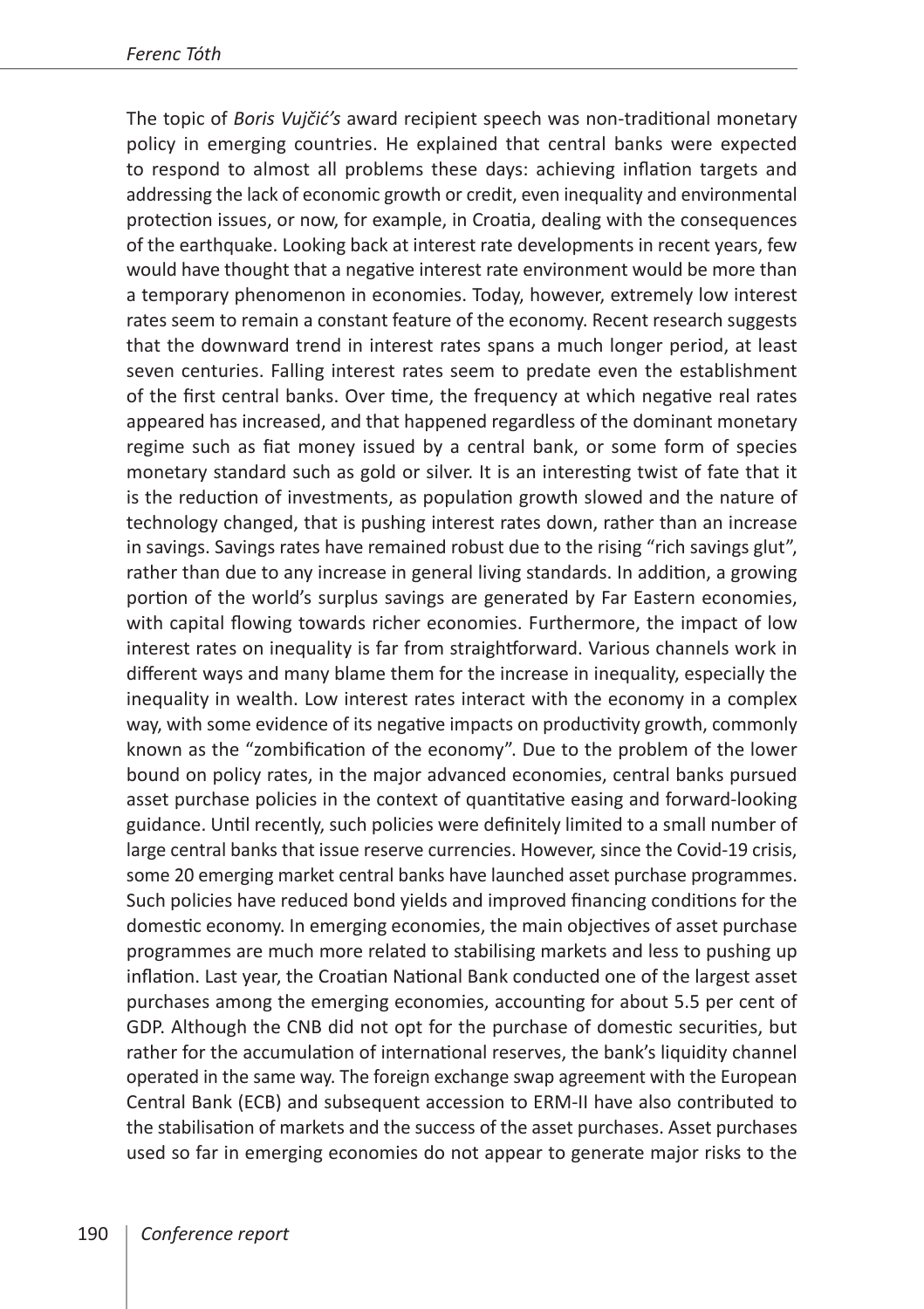The topic of *Boris Vujčić's* award recipient speech was non-traditional monetary policy in emerging countries. He explained that central banks were expected to respond to almost all problems these days: achieving inflation targets and addressing the lack of economic growth or credit, even inequality and environmental protection issues, or now, for example, in Croatia, dealing with the consequences of the earthquake. Looking back at interest rate developments in recent years, few would have thought that a negative interest rate environment would be more than a temporary phenomenon in economies. Today, however, extremely low interest rates seem to remain a constant feature of the economy. Recent research suggests that the downward trend in interest rates spans a much longer period, at least seven centuries. Falling interest rates seem to predate even the establishment of the first central banks. Over time, the frequency at which negative real rates appeared has increased, and that happened regardless of the dominant monetary regime such as fiat money issued by a central bank, or some form of species monetary standard such as gold or silver. It is an interesting twist of fate that it is the reduction of investments, as population growth slowed and the nature of technology changed, that is pushing interest rates down, rather than an increase in savings. Savings rates have remained robust due to the rising "rich savings glut", rather than due to any increase in general living standards. In addition, a growing portion of the world's surplus savings are generated by Far Eastern economies, with capital flowing towards richer economies. Furthermore, the impact of low interest rates on inequality is far from straightforward. Various channels work in different ways and many blame them for the increase in inequality, especially the inequality in wealth. Low interest rates interact with the economy in a complex way, with some evidence of its negative impacts on productivity growth, commonly known as the "zombification of the economy". Due to the problem of the lower bound on policy rates, in the major advanced economies, central banks pursued asset purchase policies in the context of quantitative easing and forward-looking guidance. Until recently, such policies were definitely limited to a small number of large central banks that issue reserve currencies. However, since the Covid-19 crisis, some 20 emerging market central banks have launched asset purchase programmes. Such policies have reduced bond yields and improved financing conditions for the domestic economy. In emerging economies, the main objectives of asset purchase programmes are much more related to stabilising markets and less to pushing up inflation. Last year, the Croatian National Bank conducted one of the largest asset purchases among the emerging economies, accounting for about 5.5 per cent of GDP. Although the CNB did not opt for the purchase of domestic securities, but rather for the accumulation of international reserves, the bank's liquidity channel operated in the same way. The foreign exchange swap agreement with the European Central Bank (ECB) and subsequent accession to ERM-II have also contributed to the stabilisation of markets and the success of the asset purchases. Asset purchases used so far in emerging economies do not appear to generate major risks to the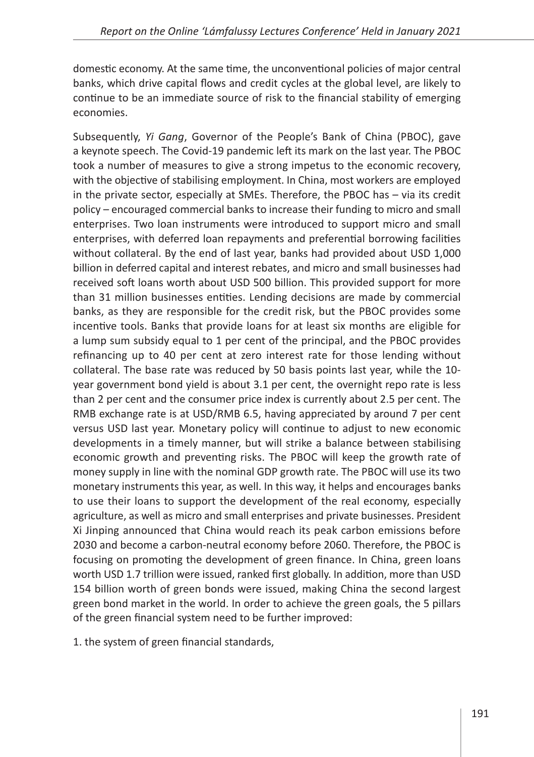domestic economy. At the same time, the unconventional policies of major central banks, which drive capital flows and credit cycles at the global level, are likely to continue to be an immediate source of risk to the financial stability of emerging economies.

Subsequently, *Yi Gang*, Governor of the People's Bank of China (PBOC), gave a keynote speech. The Covid-19 pandemic left its mark on the last year. The PBOC took a number of measures to give a strong impetus to the economic recovery, with the objective of stabilising employment. In China, most workers are employed in the private sector, especially at SMEs. Therefore, the PBOC has – via its credit policy – encouraged commercial banks to increase their funding to micro and small enterprises. Two loan instruments were introduced to support micro and small enterprises, with deferred loan repayments and preferential borrowing facilities without collateral. By the end of last year, banks had provided about USD 1,000 billion in deferred capital and interest rebates, and micro and small businesses had received soft loans worth about USD 500 billion. This provided support for more than 31 million businesses entities. Lending decisions are made by commercial banks, as they are responsible for the credit risk, but the PBOC provides some incentive tools. Banks that provide loans for at least six months are eligible for a lump sum subsidy equal to 1 per cent of the principal, and the PBOC provides refinancing up to 40 per cent at zero interest rate for those lending without collateral. The base rate was reduced by 50 basis points last year, while the 10-year government bond yield is about 3.1 per cent, the overnight repo rate is less than 2 per cent and the consumer price index is currently about 2.5 per cent. The RMB exchange rate is at USD/RMB 6.5, having appreciated by around 7 per cent versus USD last year. Monetary policy will continue to adjust to new economic developments in a timely manner, but will strike a balance between stabilising economic growth and preventing risks. The PBOC will keep the growth rate of money supply in line with the nominal GDP growth rate. The PBOC will use its two monetary instruments this year, as well. In this way, it helps and encourages banks to use their loans to support the development of the real economy, especially agriculture, as well as micro and small enterprises and private businesses. President Xi Jinping announced that China would reach its peak carbon emissions before 2030 and become a carbon-neutral economy before 2060. Therefore, the PBOC is focusing on promoting the development of green finance. In China, green loans worth USD 1.7 trillion were issued, ranked first globally. In addition, more than USD 154 billion worth of green bonds were issued, making China the second largest green bond market in the world. In order to achieve the green goals, the 5 pillars of the green financial system need to be further improved:

1. the system of green financial standards,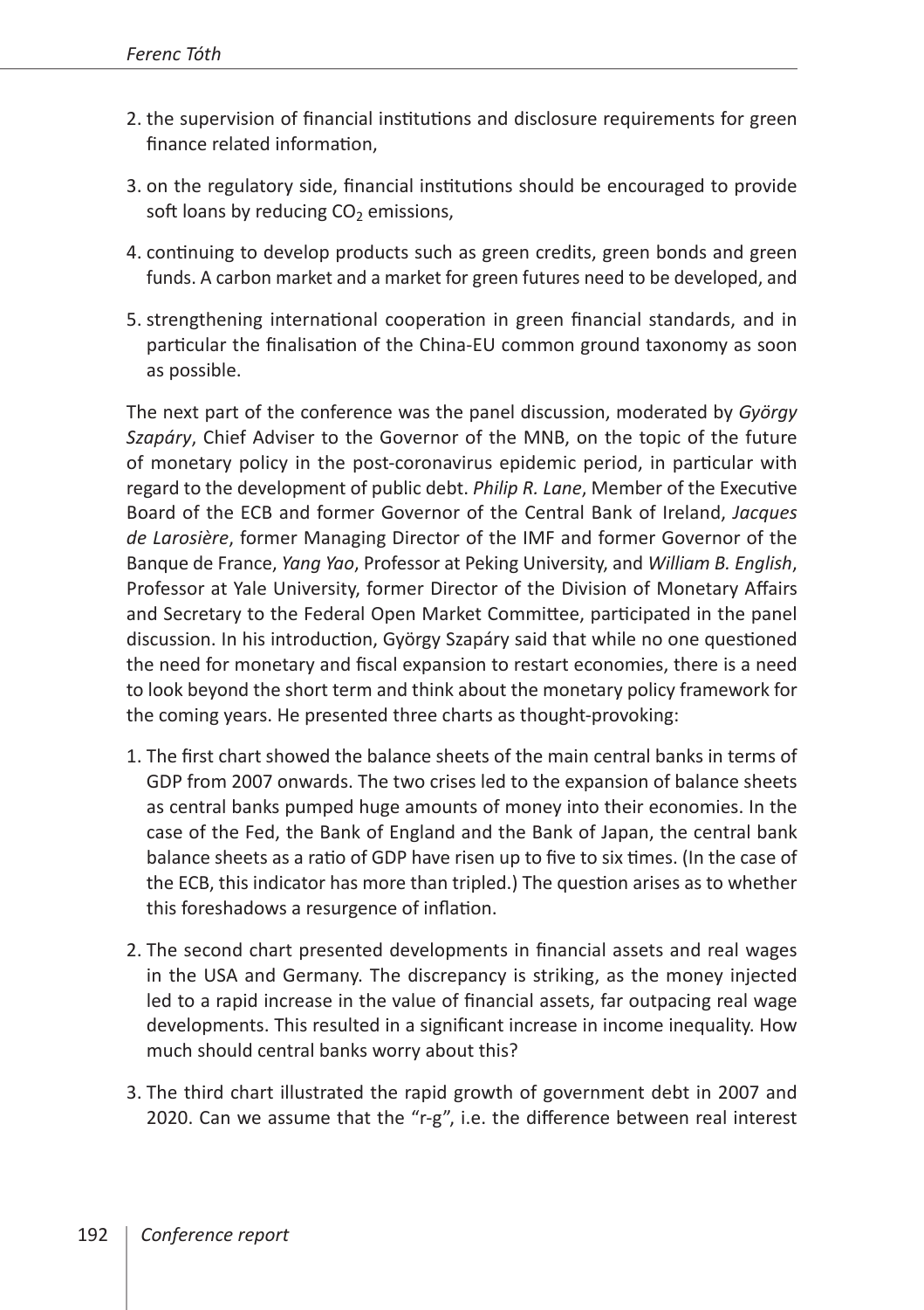2. the supervision of financial institutions and disclosure requirements for green finance related information,

3. on the regulatory side, financial institutions should be encouraged to provide soft loans by reducing $CO_2$ emissions,

4. continuing to develop products such as green credits, green bonds and green funds. A carbon market and a market for green futures need to be developed, and

5. strengthening international cooperation in green financial standards, and in particular the finalisation of the China-EU common ground taxonomy as soon as possible.

The next part of the conference was the panel discussion, moderated by *György Szapáry*, Chief Adviser to the Governor of the MNB, on the topic of the future of monetary policy in the post-coronavirus epidemic period, in particular with regard to the development of public debt. *Philip R. Lane*, Member of the Executive Board of the ECB and former Governor of the Central Bank of Ireland, *Jacques de Larosière*, former Managing Director of the IMF and former Governor of the Banque de France, *Yang Yao*, Professor at Peking University, and *William B. English*, Professor at Yale University, former Director of the Division of Monetary Affairs and Secretary to the Federal Open Market Committee, participated in the panel discussion. In his introduction, György Szapáry said that while no one questioned the need for monetary and fiscal expansion to restart economies, there is a need to look beyond the short term and think about the monetary policy framework for the coming years. He presented three charts as thought-provoking:

1. The first chart showed the balance sheets of the main central banks in terms of GDP from 2007 onwards. The two crises led to the expansion of balance sheets as central banks pumped huge amounts of money into their economies. In the case of the Fed, the Bank of England and the Bank of Japan, the central bank balance sheets as a ratio of GDP have risen up to five to six times. (In the case of the ECB, this indicator has more than tripled.) The question arises as to whether this foreshadows a resurgence of inflation.

2. The second chart presented developments in financial assets and real wages in the USA and Germany. The discrepancy is striking, as the money injected led to a rapid increase in the value of financial assets, far outpacing real wage developments. This resulted in a significant increase in income inequality. How much should central banks worry about this?

3. The third chart illustrated the rapid growth of government debt in 2007 and 2020. Can we assume that the "r-g", i.e. the difference between real interest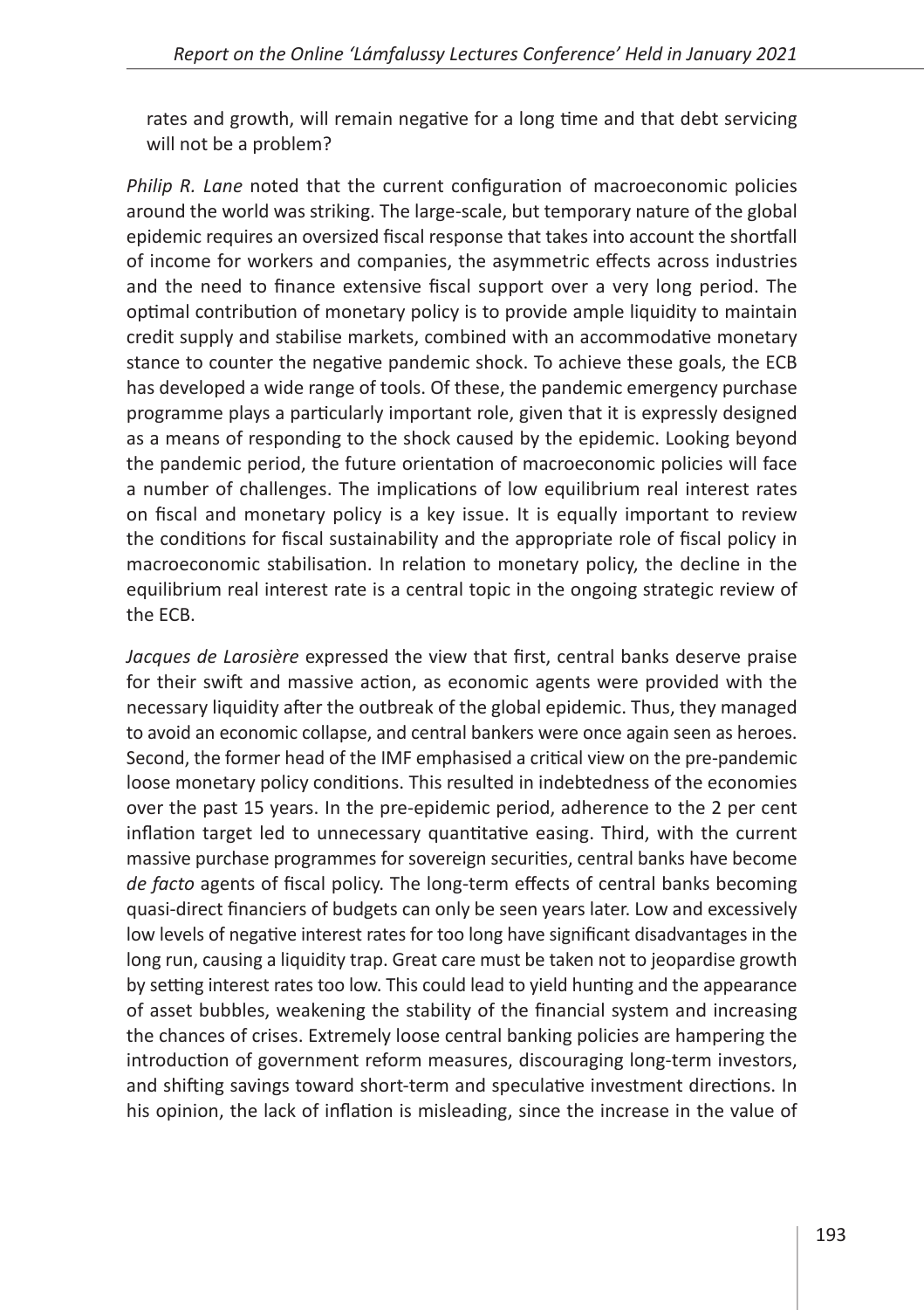rates and growth, will remain negative for a long time and that debt servicing will not be a problem?

*Philip R. Lane* noted that the current configuration of macroeconomic policies around the world was striking. The large-scale, but temporary nature of the global epidemic requires an oversized fiscal response that takes into account the shortfall of income for workers and companies, the asymmetric effects across industries and the need to finance extensive fiscal support over a very long period. The optimal contribution of monetary policy is to provide ample liquidity to maintain credit supply and stabilise markets, combined with an accommodative monetary stance to counter the negative pandemic shock. To achieve these goals, the ECB has developed a wide range of tools. Of these, the pandemic emergency purchase programme plays a particularly important role, given that it is expressly designed as a means of responding to the shock caused by the epidemic. Looking beyond the pandemic period, the future orientation of macroeconomic policies will face a number of challenges. The implications of low equilibrium real interest rates on fiscal and monetary policy is a key issue. It is equally important to review the conditions for fiscal sustainability and the appropriate role of fiscal policy in macroeconomic stabilisation. In relation to monetary policy, the decline in the equilibrium real interest rate is a central topic in the ongoing strategic review of the ECB.

*Jacques de Larosière* expressed the view that first, central banks deserve praise for their swift and massive action, as economic agents were provided with the necessary liquidity after the outbreak of the global epidemic. Thus, they managed to avoid an economic collapse, and central bankers were once again seen as heroes. Second, the former head of the IMF emphasised a critical view on the pre-pandemic loose monetary policy conditions. This resulted in indebtedness of the economies over the past 15 years. In the pre-epidemic period, adherence to the 2 per cent inflation target led to unnecessary quantitative easing. Third, with the current massive purchase programmes for sovereign securities, central banks have become *de facto* agents of fiscal policy. The long-term effects of central banks becoming quasi-direct financiers of budgets can only be seen years later. Low and excessively low levels of negative interest rates for too long have significant disadvantages in the long run, causing a liquidity trap. Great care must be taken not to jeopardise growth by setting interest rates too low. This could lead to yield hunting and the appearance of asset bubbles, weakening the stability of the financial system and increasing the chances of crises. Extremely loose central banking policies are hampering the introduction of government reform measures, discouraging long-term investors, and shifting savings toward short-term and speculative investment directions. In his opinion, the lack of inflation is misleading, since the increase in the value of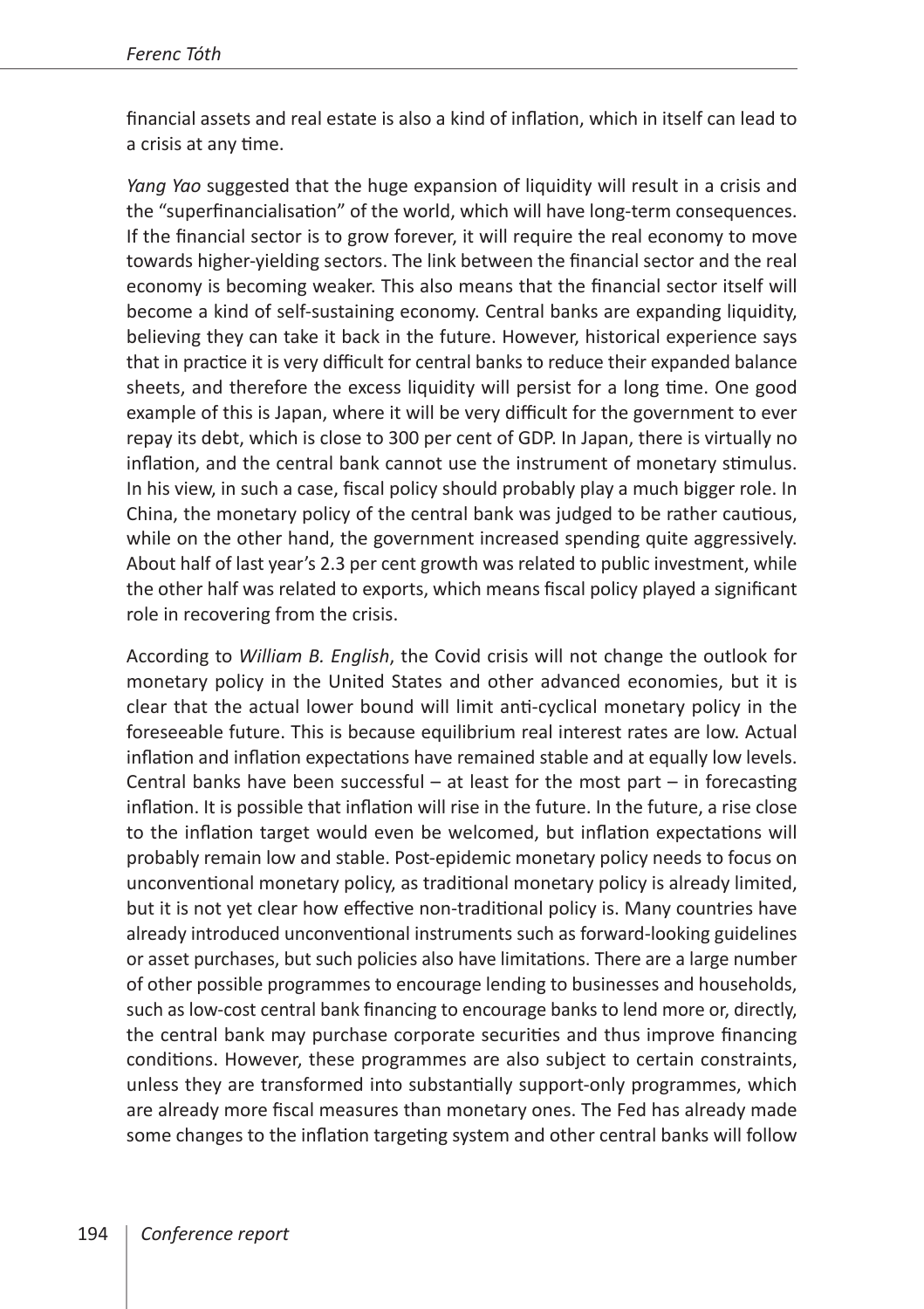financial assets and real estate is also a kind of inflation, which in itself can lead to a crisis at any time.

*Yang Yao* suggested that the huge expansion of liquidity will result in a crisis and the "superfinancialisation" of the world, which will have long-term consequences. If the financial sector is to grow forever, it will require the real economy to move towards higher-yielding sectors. The link between the financial sector and the real economy is becoming weaker. This also means that the financial sector itself will become a kind of self-sustaining economy. Central banks are expanding liquidity, believing they can take it back in the future. However, historical experience says that in practice it is very difficult for central banks to reduce their expanded balance sheets, and therefore the excess liquidity will persist for a long time. One good example of this is Japan, where it will be very difficult for the government to ever repay its debt, which is close to 300 per cent of GDP. In Japan, there is virtually no inflation, and the central bank cannot use the instrument of monetary stimulus. In his view, in such a case, fiscal policy should probably play a much bigger role. In China, the monetary policy of the central bank was judged to be rather cautious, while on the other hand, the government increased spending quite aggressively. About half of last year's 2.3 per cent growth was related to public investment, while the other half was related to exports, which means fiscal policy played a significant role in recovering from the crisis.

According to *William B. English*, the Covid crisis will not change the outlook for monetary policy in the United States and other advanced economies, but it is clear that the actual lower bound will limit anti-cyclical monetary policy in the foreseeable future. This is because equilibrium real interest rates are low. Actual inflation and inflation expectations have remained stable and at equally low levels. Central banks have been successful – at least for the most part – in forecasting inflation. It is possible that inflation will rise in the future. In the future, a rise close to the inflation target would even be welcomed, but inflation expectations will probably remain low and stable. Post-epidemic monetary policy needs to focus on unconventional monetary policy, as traditional monetary policy is already limited, but it is not yet clear how effective non-traditional policy is. Many countries have already introduced unconventional instruments such as forward-looking guidelines or asset purchases, but such policies also have limitations. There are a large number of other possible programmes to encourage lending to businesses and households, such as low-cost central bank financing to encourage banks to lend more or, directly, the central bank may purchase corporate securities and thus improve financing conditions. However, these programmes are also subject to certain constraints, unless they are transformed into substantially support-only programmes, which are already more fiscal measures than monetary ones. The Fed has already made some changes to the inflation targeting system and other central banks will follow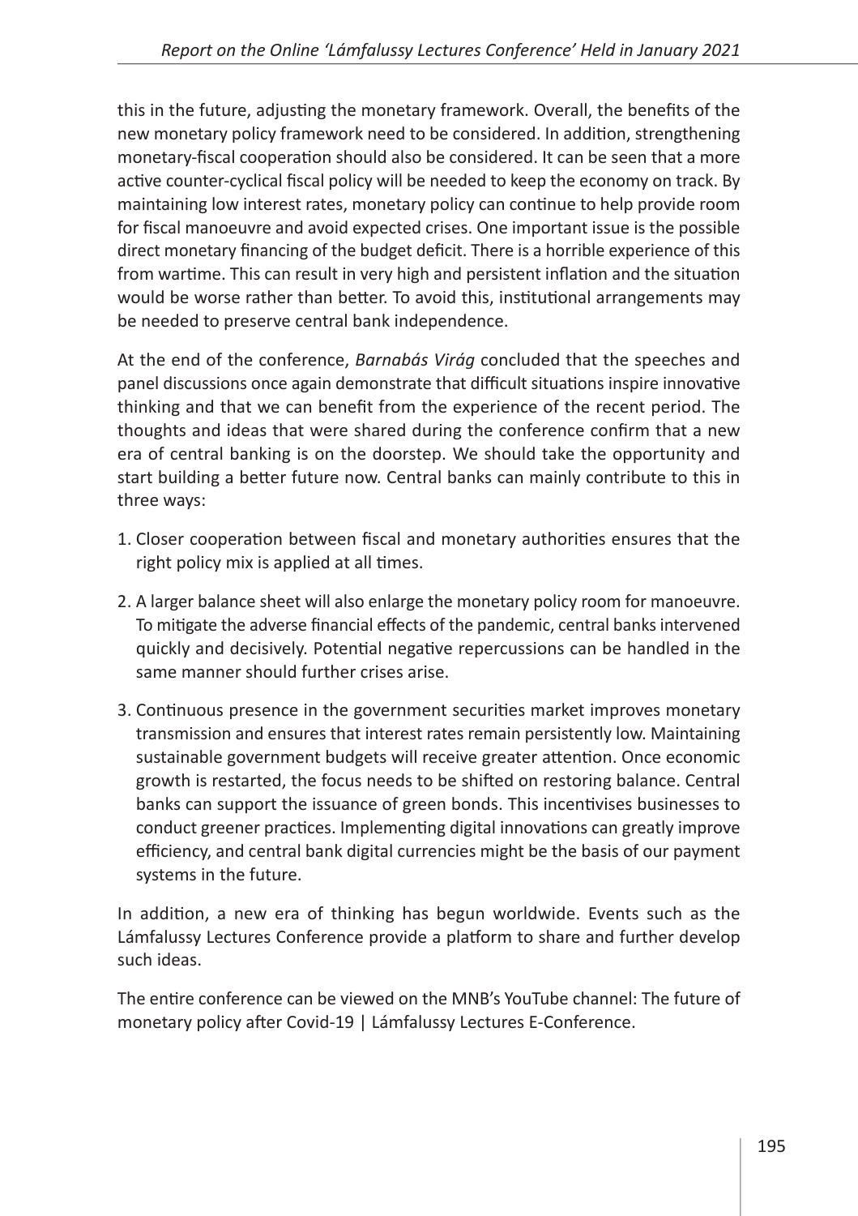this in the future, adjusting the monetary framework. Overall, the benefits of the new monetary policy framework need to be considered. In addition, strengthening monetary-fiscal cooperation should also be considered. It can be seen that a more active counter-cyclical fiscal policy will be needed to keep the economy on track. By maintaining low interest rates, monetary policy can continue to help provide room for fiscal manoeuvre and avoid expected crises. One important issue is the possible direct monetary financing of the budget deficit. There is a horrible experience of this from wartime. This can result in very high and persistent inflation and the situation would be worse rather than better. To avoid this, institutional arrangements may be needed to preserve central bank independence.

At the end of the conference, *Barnabás Virág* concluded that the speeches and panel discussions once again demonstrate that difficult situations inspire innovative thinking and that we can benefit from the experience of the recent period. The thoughts and ideas that were shared during the conference confirm that a new era of central banking is on the doorstep. We should take the opportunity and start building a better future now. Central banks can mainly contribute to this in three ways:

1. Closer cooperation between fiscal and monetary authorities ensures that the right policy mix is applied at all times.
2. A larger balance sheet will also enlarge the monetary policy room for manoeuvre. To mitigate the adverse financial effects of the pandemic, central banks intervened quickly and decisively. Potential negative repercussions can be handled in the same manner should further crises arise.
3. Continuous presence in the government securities market improves monetary transmission and ensures that interest rates remain persistently low. Maintaining sustainable government budgets will receive greater attention. Once economic growth is restarted, the focus needs to be shifted on restoring balance. Central banks can support the issuance of green bonds. This incentivises businesses to conduct greener practices. Implementing digital innovations can greatly improve efficiency, and central bank digital currencies might be the basis of our payment systems in the future.

In addition, a new era of thinking has begun worldwide. Events such as the Lámfalussy Lectures Conference provide a platform to share and further develop such ideas.

The entire conference can be viewed on the MNB's YouTube channel: The future of monetary policy after Covid-19 | Lámfalussy Lectures E-Conference.